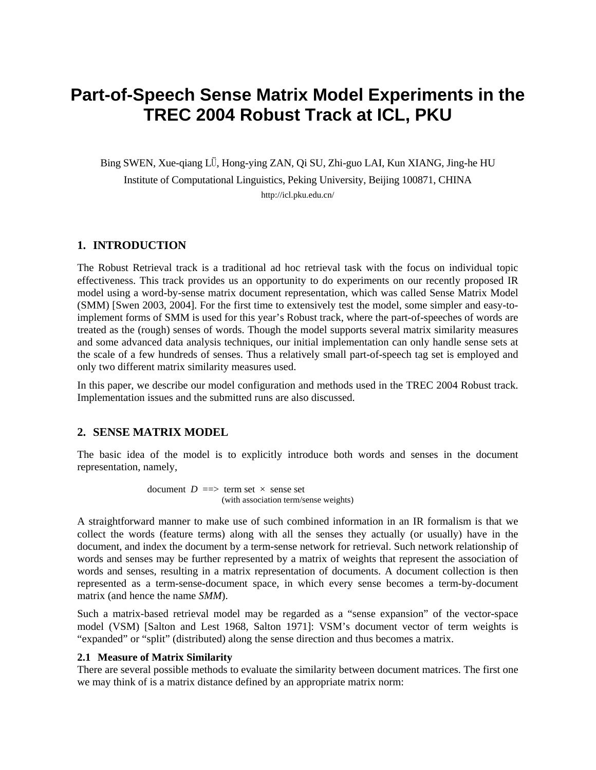# Part-of-Speech Sense Matrix Model Experiments in the TREC 2004 Robust Track at ICL, PKU

Bing SWEN, Xue-qiang LÜ, Hong-ying ZAN, Qi SU, Zhi-guo LAI, Kun XIANG, Jing-he HU

Institute of Computational Linguistics, Peking University, Beijing 100871, CHINA

http://icl.pku.edu.cn/

## 1. INTRODUCTION

The Robust Retrieval track is a traditional ad hoc retrieval task with the focus on individual topic effectiveness. This track provides us an opportunity to do experiments on our recently proposed IR model using a word-by-sense matrix document representation, which was called Sense Matrix Model (SMM) [Swen 2003, 2004]. For the first time to extensively test the model, some simpler and easy-to-implement forms of SMM is used for this year's Robust track, where the part-of-speeches of words are treated as the (rough) senses of words. Though the model supports several matrix similarity measures and some advanced data analysis techniques, our initial implementation can only handle sense sets at the scale of a few hundreds of senses. Thus a relatively small part-of-speech tag set is employed and only two different matrix similarity measures used.

In this paper, we describe our model configuration and methods used in the TREC 2004 Robust track. Implementation issues and the submitted runs are also discussed.

## 2. SENSE MATRIX MODEL

The basic idea of the model is to explicitly introduce both words and senses in the document representation, namely,

document $D$ ==> term set $\times$ sense set
(with association term/sense weights)

A straightforward manner to make use of such combined information in an IR formalism is that we collect the words (feature terms) along with all the senses they actually (or usually) have in the document, and index the document by a term-sense network for retrieval. Such network relationship of words and senses may be further represented by a matrix of weights that represent the association of words and senses, resulting in a matrix representation of documents. A document collection is then represented as a term-sense-document space, in which every sense becomes a term-by-document matrix (and hence the name *SMM*).

Such a matrix-based retrieval model may be regarded as a "sense expansion" of the vector-space model (VSM) [Salton and Lest 1968, Salton 1971]: VSM's document vector of term weights is "expanded" or "split" (distributed) along the sense direction and thus becomes a matrix.

### 2.1 Measure of Matrix Similarity

There are several possible methods to evaluate the similarity between document matrices. The first one we may think of is a matrix distance defined by an appropriate matrix norm: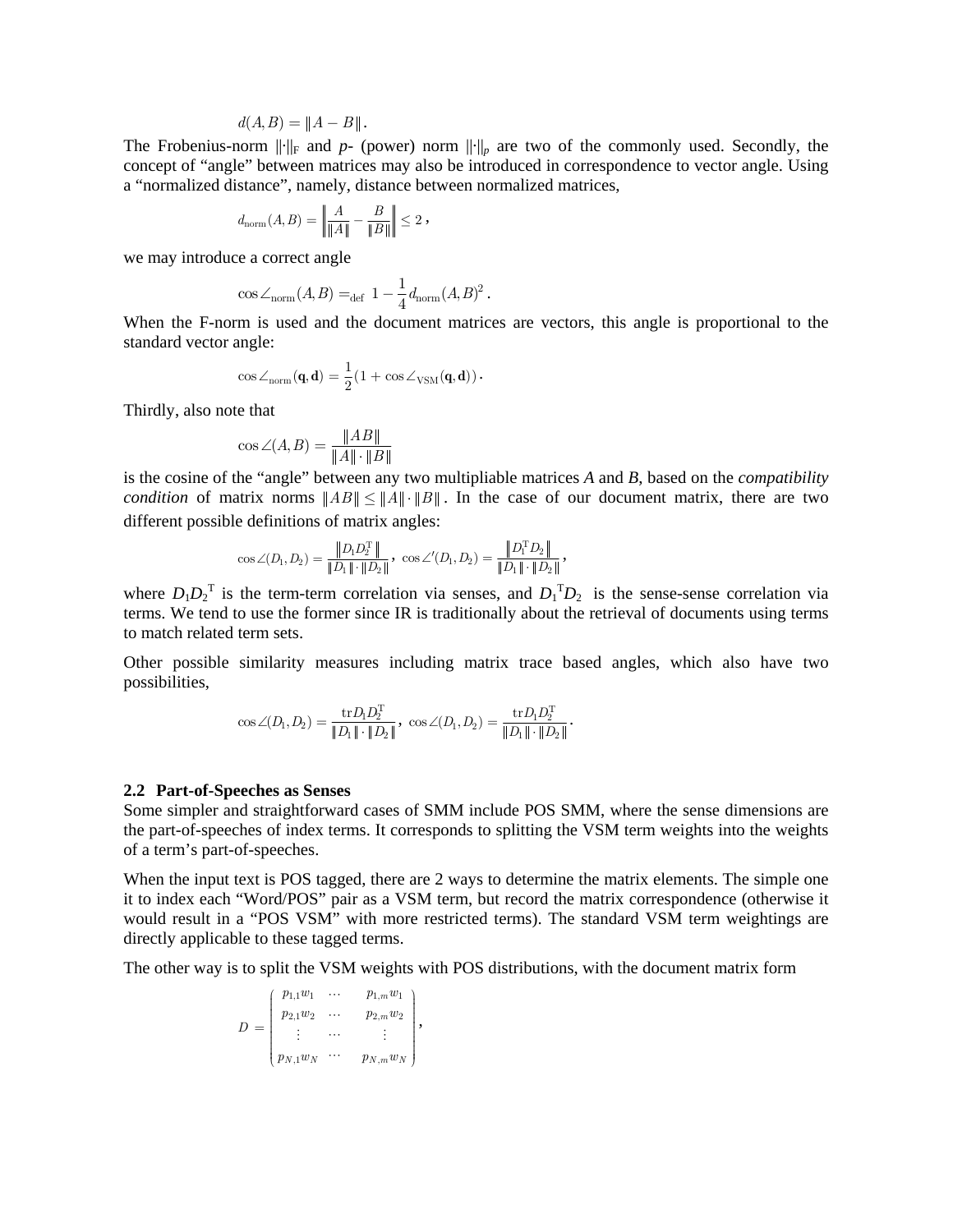$$d(A,B) = \|A - B\|.$$

The Frobenius-norm $\|\cdot\|_F$ and $p$- (power) norm $\|\cdot\|_p$ are two of the commonly used. Secondly, the concept of "angle" between matrices may also be introduced in correspondence to vector angle. Using a "normalized distance", namely, distance between normalized matrices,

$$d_{\text{norm}}(A,B) = \left\| \frac{A}{\|A\|} - \frac{B}{\|B\|} \right\| \leq 2,$$

we may introduce a correct angle

$$\cos\angle_{\text{norm}}(A,B) =_{\text{def}} 1 - \frac{1}{4} d_{\text{norm}}(A,B)^2.$$

When the F-norm is used and the document matrices are vectors, this angle is proportional to the standard vector angle:

$$\cos\angle_{\text{norm}}(\mathbf{q},\mathbf{d}) = \frac{1}{2}(1 + \cos\angle_{\text{VSM}}(\mathbf{q},\mathbf{d})).$$

Thirdly, also note that

$$\cos\angle(A,B) = \frac{\|AB\|}{\|A\| \cdot \|B\|}$$

is the cosine of the "angle" between any two multipliable matrices $A$ and $B$, based on the *compatibility condition* of matrix norms $\|AB\| \leq \|A\| \cdot \|B\|$. In the case of our document matrix, there are two different possible definitions of matrix angles:

$$\cos\angle(D_1,D_2) = \frac{\|D_1 D_2^{\text{T}}\|}{\|D_1\| \cdot \|D_2\|}, \ \cos\angle'(D_1,D_2) = \frac{\|D_1^{\text{T}} D_2\|}{\|D_1\| \cdot \|D_2\|},$$

where $D_1 D_2^{\text{T}}$ is the term-term correlation via senses, and $D_1^{\text{T}} D_2$ is the sense-sense correlation via terms. We tend to use the former since IR is traditionally about the retrieval of documents using terms to match related term sets.

Other possible similarity measures including matrix trace based angles, which also have two possibilities,

$$\cos\angle(D_1,D_2) = \frac{\text{tr} D_1 D_2^{\text{T}}}{\|D_1\| \cdot \|D_2\|}, \ \cos\angle(D_1,D_2) = \frac{\text{tr} D_1 D_2^{\text{T}}}{\|D_1\| \cdot \|D_2\|}.$$

### 2.2 Part-of-Speeches as Senses

Some simpler and straightforward cases of SMM include POS SMM, where the sense dimensions are the part-of-speeches of index terms. It corresponds to splitting the VSM term weights into the weights of a term's part-of-speeches.

When the input text is POS tagged, there are 2 ways to determine the matrix elements. The simple one it to index each "Word/POS" pair as a VSM term, but record the matrix correspondence (otherwise it would result in a "POS VSM" with more restricted terms). The standard VSM term weightings are directly applicable to these tagged terms.

The other way is to split the VSM weights with POS distributions, with the document matrix form

$$D = \begin{pmatrix} p_{1,1}w_1 & \cdots & p_{1,m}w_1 \\ p_{2,1}w_2 & \cdots & p_{2,m}w_2 \\ \vdots & \cdots & \vdots \\ p_{N,1}w_N & \cdots & p_{N,m}w_N \end{pmatrix},$$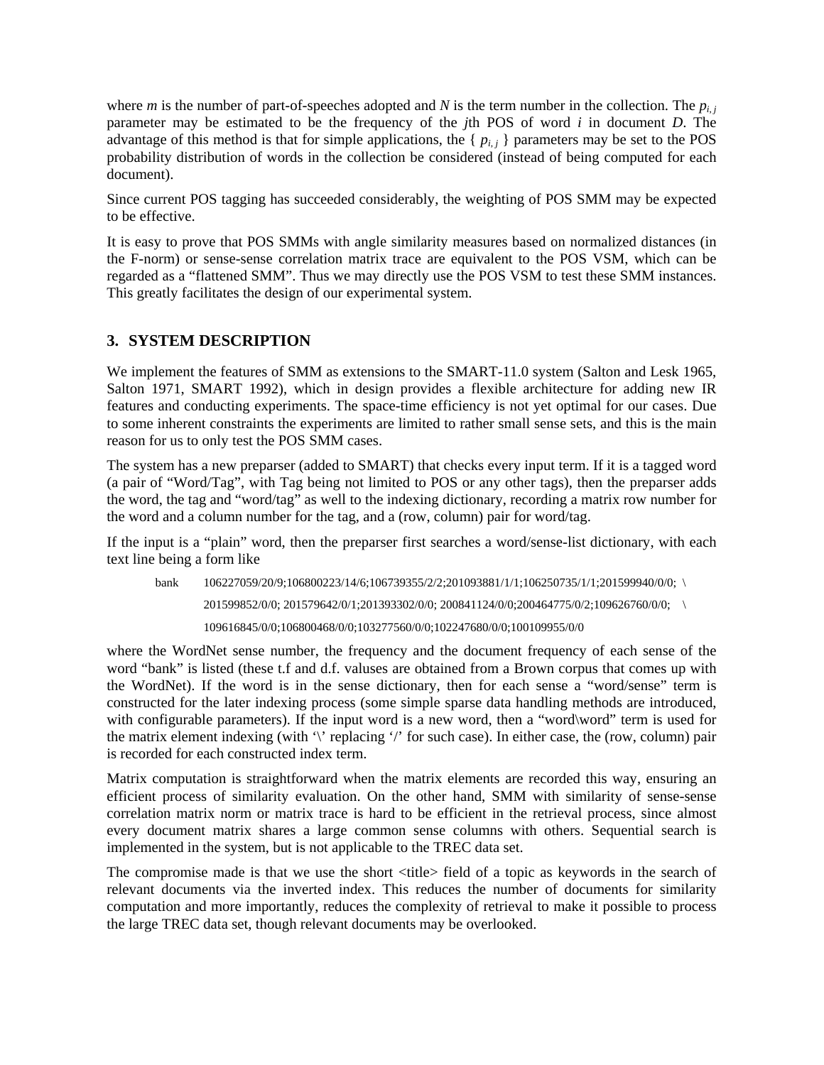where $m$ is the number of part-of-speeches adopted and $N$ is the term number in the collection. The $p_{i,j}$ parameter may be estimated to be the frequency of the $j$th POS of word $i$ in document $D$. The advantage of this method is that for simple applications, the { $p_{i,j}$ } parameters may be set to the POS probability distribution of words in the collection be considered (instead of being computed for each document).

Since current POS tagging has succeeded considerably, the weighting of POS SMM may be expected to be effective.

It is easy to prove that POS SMMs with angle similarity measures based on normalized distances (in the F-norm) or sense-sense correlation matrix trace are equivalent to the POS VSM, which can be regarded as a "flattened SMM". Thus we may directly use the POS VSM to test these SMM instances. This greatly facilitates the design of our experimental system.

## 3. SYSTEM DESCRIPTION

We implement the features of SMM as extensions to the SMART-11.0 system (Salton and Lesk 1965, Salton 1971, SMART 1992), which in design provides a flexible architecture for adding new IR features and conducting experiments. The space-time efficiency is not yet optimal for our cases. Due to some inherent constraints the experiments are limited to rather small sense sets, and this is the main reason for us to only test the POS SMM cases.

The system has a new preparser (added to SMART) that checks every input term. If it is a tagged word (a pair of "Word/Tag", with Tag being not limited to POS or any other tags), then the preparser adds the word, the tag and "word/tag" as well to the indexing dictionary, recording a matrix row number for the word and a column number for the tag, and a (row, column) pair for word/tag.

If the input is a "plain" word, then the preparser first searches a word/sense-list dictionary, with each text line being a form like

```
bank    106227059/20/9;106800223/14/6;106739355/2/2;201093881/1/1;106250735/1/1;201599940/0/0;  \
        201599852/0/0; 201579642/0/1;201393302/0/0; 200841124/0/0;200464775/0/2;109626760/0/0;   \
        109616845/0/0;106800468/0/0;103277560/0/0;102247680/0/0;100109955/0/0
```

where the WordNet sense number, the frequency and the document frequency of each sense of the word "bank" is listed (these t.f and d.f. valuses are obtained from a Brown corpus that comes up with the WordNet). If the word is in the sense dictionary, then for each sense a "word/sense" term is constructed for the later indexing process (some simple sparse data handling methods are introduced, with configurable parameters). If the input word is a new word, then a "word\word" term is used for the matrix element indexing (with '\' replacing '/' for such case). In either case, the (row, column) pair is recorded for each constructed index term.

Matrix computation is straightforward when the matrix elements are recorded this way, ensuring an efficient process of similarity evaluation. On the other hand, SMM with similarity of sense-sense correlation matrix norm or matrix trace is hard to be efficient in the retrieval process, since almost every document matrix shares a large common sense columns with others. Sequential search is implemented in the system, but is not applicable to the TREC data set.

The compromise made is that we use the short <title> field of a topic as keywords in the search of relevant documents via the inverted index. This reduces the number of documents for similarity computation and more importantly, reduces the complexity of retrieval to make it possible to process the large TREC data set, though relevant documents may be overlooked.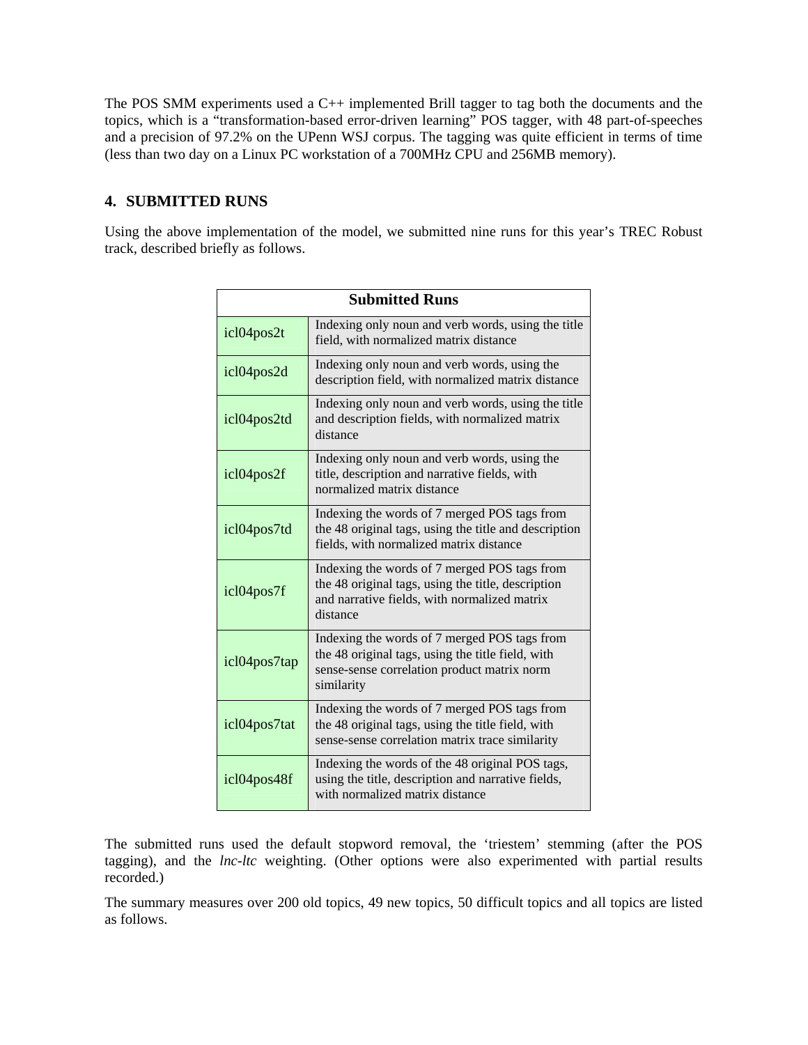The POS SMM experiments used a C++ implemented Brill tagger to tag both the documents and the topics, which is a "transformation-based error-driven learning" POS tagger, with 48 part-of-speeches and a precision of 97.2% on the UPenn WSJ corpus. The tagging was quite efficient in terms of time (less than two day on a Linux PC workstation of a 700MHz CPU and 256MB memory).

## 4. SUBMITTED RUNS

Using the above implementation of the model, we submitted nine runs for this year's TREC Robust track, described briefly as follows.

| Submitted Runs | |
|---|---|
| icl04pos2t | Indexing only noun and verb words, using the title field, with normalized matrix distance |
| icl04pos2d | Indexing only noun and verb words, using the description field, with normalized matrix distance |
| icl04pos2td | Indexing only noun and verb words, using the title and description fields, with normalized matrix distance |
| icl04pos2f | Indexing only noun and verb words, using the title, description and narrative fields, with normalized matrix distance |
| icl04pos7td | Indexing the words of 7 merged POS tags from the 48 original tags, using the title and description fields, with normalized matrix distance |
| icl04pos7f | Indexing the words of 7 merged POS tags from the 48 original tags, using the title, description and narrative fields, with normalized matrix distance |
| icl04pos7tap | Indexing the words of 7 merged POS tags from the 48 original tags, using the title field, with sense-sense correlation product matrix norm similarity |
| icl04pos7tat | Indexing the words of 7 merged POS tags from the 48 original tags, using the title field, with sense-sense correlation matrix trace similarity |
| icl04pos48f | Indexing the words of the 48 original POS tags, using the title, description and narrative fields, with normalized matrix distance |

The submitted runs used the default stopword removal, the 'triestem' stemming (after the POS tagging), and the *lnc-ltc* weighting. (Other options were also experimented with partial results recorded.)

The summary measures over 200 old topics, 49 new topics, 50 difficult topics and all topics are listed as follows.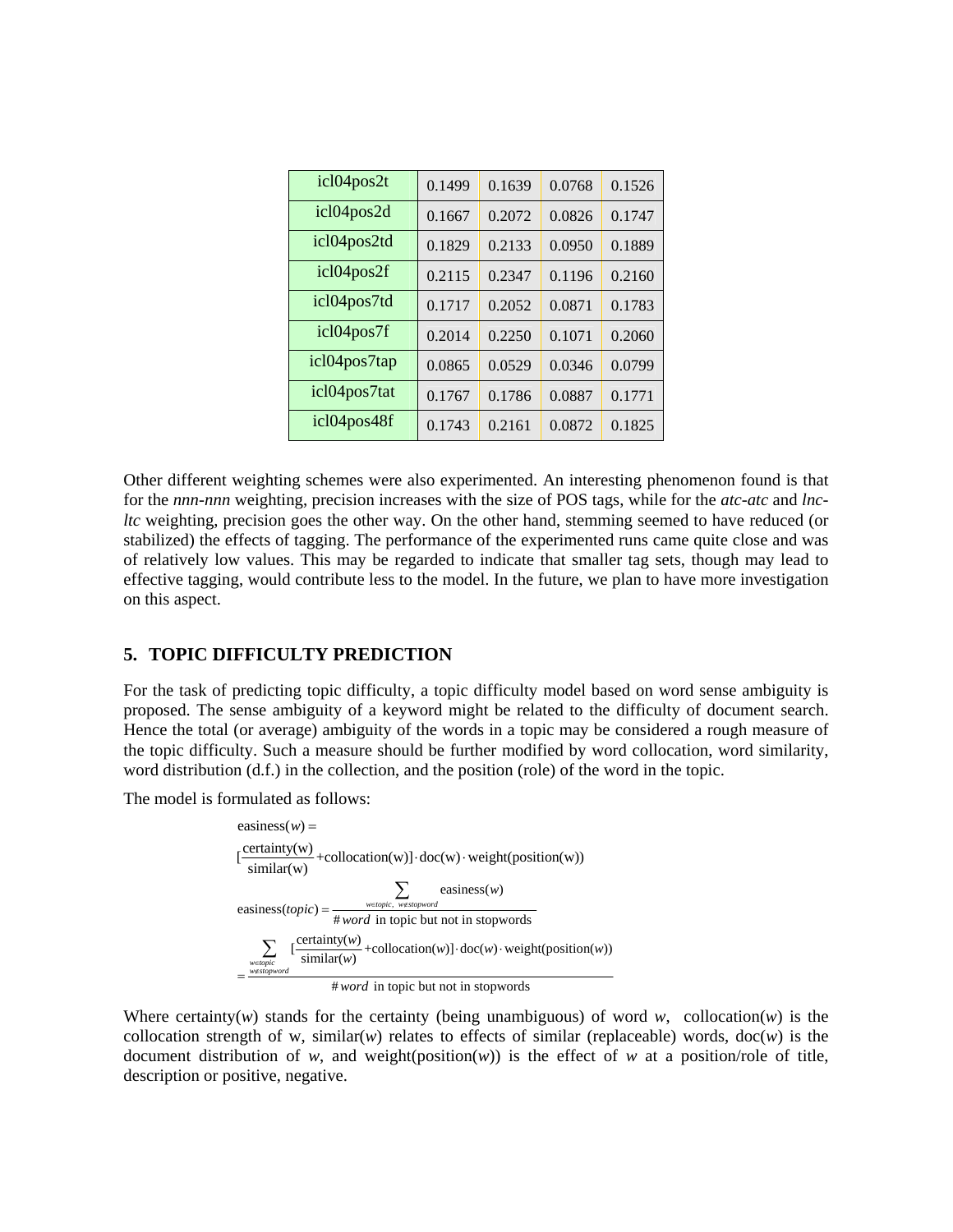| icl04pos2t | 0.1499 | 0.1639 | 0.0768 | 0.1526 |
|---|---|---|---|---|
| icl04pos2d | 0.1667 | 0.2072 | 0.0826 | 0.1747 |
| icl04pos2td | 0.1829 | 0.2133 | 0.0950 | 0.1889 |
| icl04pos2f | 0.2115 | 0.2347 | 0.1196 | 0.2160 |
| icl04pos7td | 0.1717 | 0.2052 | 0.0871 | 0.1783 |
| icl04pos7f | 0.2014 | 0.2250 | 0.1071 | 0.2060 |
| icl04pos7tap | 0.0865 | 0.0529 | 0.0346 | 0.0799 |
| icl04pos7tat | 0.1767 | 0.1786 | 0.0887 | 0.1771 |
| icl04pos48f | 0.1743 | 0.2161 | 0.0872 | 0.1825 |

Other different weighting schemes were also experimented. An interesting phenomenon found is that for the *nnn-nnn* weighting, precision increases with the size of POS tags, while for the *atc-atc* and *lnc-ltc* weighting, precision goes the other way. On the other hand, stemming seemed to have reduced (or stabilized) the effects of tagging. The performance of the experimented runs came quite close and was of relatively low values. This may be regarded to indicate that smaller tag sets, though may lead to effective tagging, would contribute less to the model. In the future, we plan to have more investigation on this aspect.

## 5. TOPIC DIFFICULTY PREDICTION

For the task of predicting topic difficulty, a topic difficulty model based on word sense ambiguity is proposed. The sense ambiguity of a keyword might be related to the difficulty of document search. Hence the total (or average) ambiguity of the words in a topic may be considered a rough measure of the topic difficulty. Such a measure should be further modified by word collocation, word similarity, word distribution (d.f.) in the collection, and the position (role) of the word in the topic.

The model is formulated as follows:

$$\text{easiness}(w) = \left[\frac{\text{certainty(w)}}{\text{similar(w)}} + \text{collocation(w)}\right] \cdot \text{doc(w)} \cdot \text{weight(position(w))}$$

$$\text{easiness}(topic) = \frac{\sum_{w \in topic,\ w \notin stopword} \text{easiness}(w)}{\#\,word \text{ in topic but not in stopwords}}$$

$$= \frac{\sum_{\substack{w \in topic \\ w \notin stopword}} \left[\frac{\text{certainty}(w)}{\text{similar}(w)} + \text{collocation}(w)\right] \cdot \text{doc}(w) \cdot \text{weight(position}(w))}{\#\,word \text{ in topic but not in stopwords}}$$

Where certainty($w$) stands for the certainty (being unambiguous) of word $w$, collocation($w$) is the collocation strength of w, similar($w$) relates to effects of similar (replaceable) words, doc($w$) is the document distribution of $w$, and weight(position($w$)) is the effect of $w$ at a position/role of title, description or positive, negative.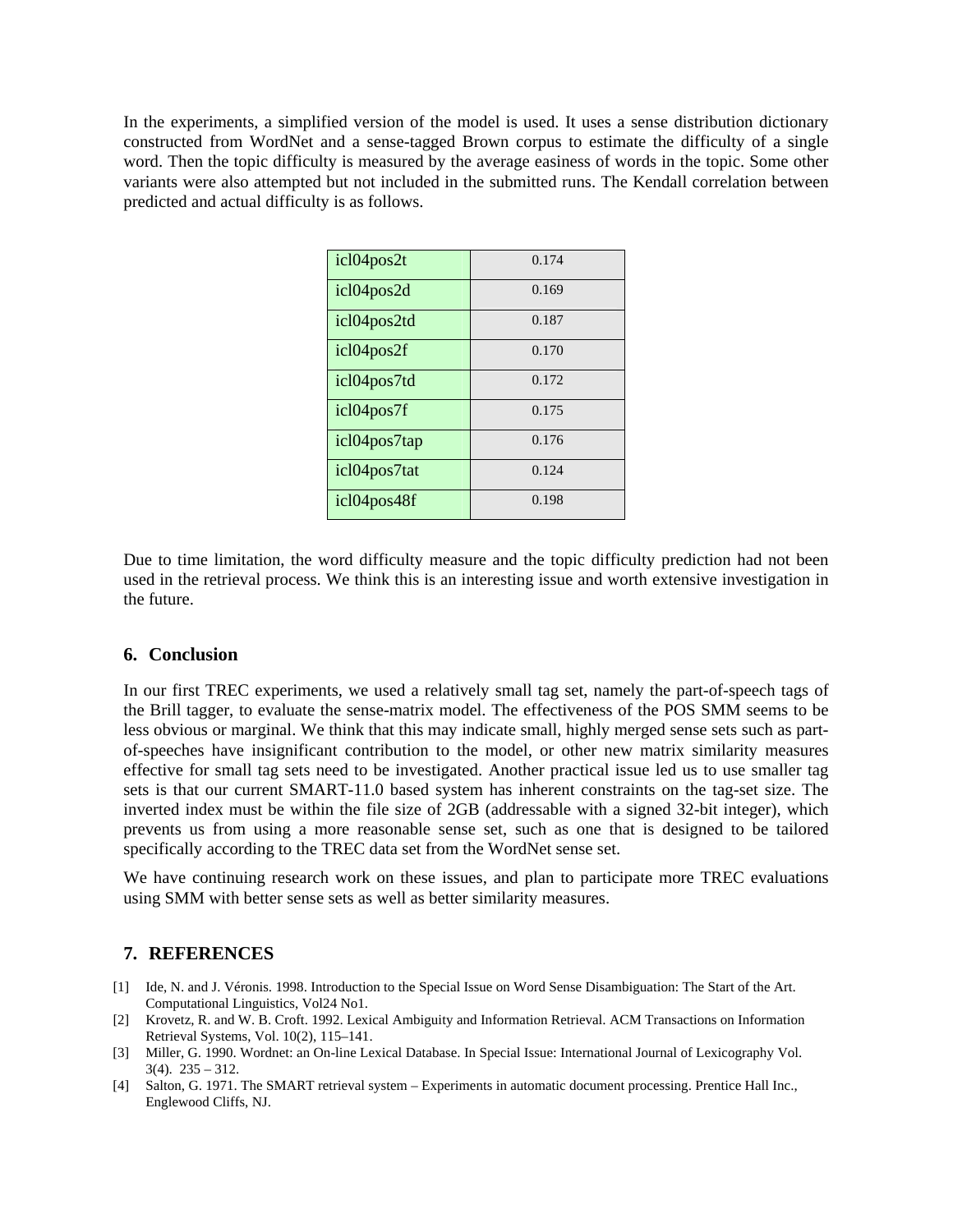In the experiments, a simplified version of the model is used. It uses a sense distribution dictionary constructed from WordNet and a sense-tagged Brown corpus to estimate the difficulty of a single word. Then the topic difficulty is measured by the average easiness of words in the topic. Some other variants were also attempted but not included in the submitted runs. The Kendall correlation between predicted and actual difficulty is as follows.

| | |
|---|---|
| icl04pos2t | 0.174 |
| icl04pos2d | 0.169 |
| icl04pos2td | 0.187 |
| icl04pos2f | 0.170 |
| icl04pos7td | 0.172 |
| icl04pos7f | 0.175 |
| icl04pos7tap | 0.176 |
| icl04pos7tat | 0.124 |
| icl04pos48f | 0.198 |

Due to time limitation, the word difficulty measure and the topic difficulty prediction had not been used in the retrieval process. We think this is an interesting issue and worth extensive investigation in the future.

## 6. Conclusion

In our first TREC experiments, we used a relatively small tag set, namely the part-of-speech tags of the Brill tagger, to evaluate the sense-matrix model. The effectiveness of the POS SMM seems to be less obvious or marginal. We think that this may indicate small, highly merged sense sets such as part-of-speeches have insignificant contribution to the model, or other new matrix similarity measures effective for small tag sets need to be investigated. Another practical issue led us to use smaller tag sets is that our current SMART-11.0 based system has inherent constraints on the tag-set size. The inverted index must be within the file size of 2GB (addressable with a signed 32-bit integer), which prevents us from using a more reasonable sense set, such as one that is designed to be tailored specifically according to the TREC data set from the WordNet sense set.

We have continuing research work on these issues, and plan to participate more TREC evaluations using SMM with better sense sets as well as better similarity measures.

## 7. REFERENCES

[1] Ide, N. and J. Véronis. 1998. Introduction to the Special Issue on Word Sense Disambiguation: The Start of the Art. Computational Linguistics, Vol24 No1.

[2] Krovetz, R. and W. B. Croft. 1992. Lexical Ambiguity and Information Retrieval. ACM Transactions on Information Retrieval Systems, Vol. 10(2), 115–141.

[3] Miller, G. 1990. Wordnet: an On-line Lexical Database. In Special Issue: International Journal of Lexicography Vol. 3(4). 235 – 312.

[4] Salton, G. 1971. The SMART retrieval system – Experiments in automatic document processing. Prentice Hall Inc., Englewood Cliffs, NJ.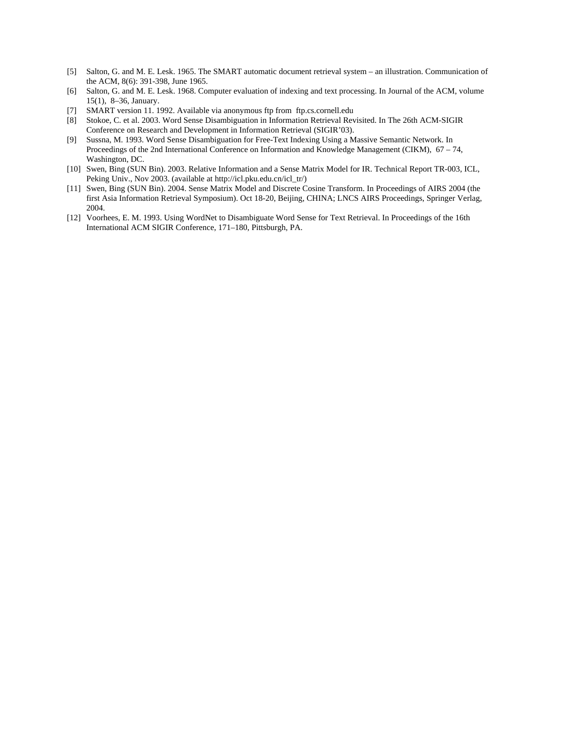[5] Salton, G. and M. E. Lesk. 1965. The SMART automatic document retrieval system – an illustration. Communication of the ACM, 8(6): 391-398, June 1965.

[6] Salton, G. and M. E. Lesk. 1968. Computer evaluation of indexing and text processing. In Journal of the ACM, volume 15(1), 8–36, January.

[7] SMART version 11. 1992. Available via anonymous ftp from ftp.cs.cornell.edu

[8] Stokoe, C. et al. 2003. Word Sense Disambiguation in Information Retrieval Revisited. In The 26th ACM-SIGIR Conference on Research and Development in Information Retrieval (SIGIR'03).

[9] Sussna, M. 1993. Word Sense Disambiguation for Free-Text Indexing Using a Massive Semantic Network. In Proceedings of the 2nd International Conference on Information and Knowledge Management (CIKM), 67 – 74, Washington, DC.

[10] Swen, Bing (SUN Bin). 2003. Relative Information and a Sense Matrix Model for IR. Technical Report TR-003, ICL, Peking Univ., Nov 2003. (available at http://icl.pku.edu.cn/icl_tr/)

[11] Swen, Bing (SUN Bin). 2004. Sense Matrix Model and Discrete Cosine Transform. In Proceedings of AIRS 2004 (the first Asia Information Retrieval Symposium). Oct 18-20, Beijing, CHINA; LNCS AIRS Proceedings, Springer Verlag, 2004.

[12] Voorhees, E. M. 1993. Using WordNet to Disambiguate Word Sense for Text Retrieval. In Proceedings of the 16th International ACM SIGIR Conference, 171–180, Pittsburgh, PA.